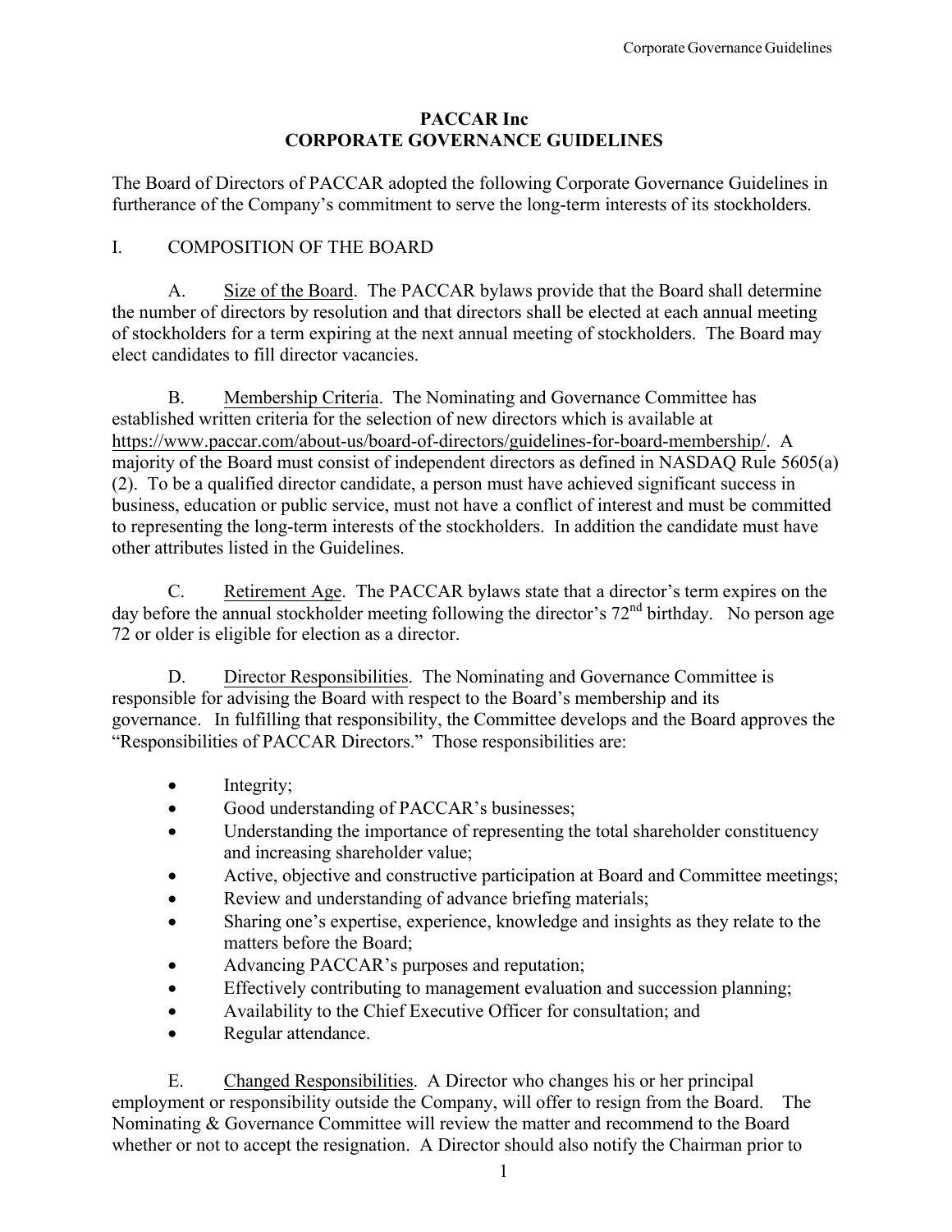# PACCAR Inc
# CORPORATE GOVERNANCE GUIDELINES

The Board of Directors of PACCAR adopted the following Corporate Governance Guidelines in furtherance of the Company's commitment to serve the long-term interests of its stockholders.

## I. COMPOSITION OF THE BOARD

A. Size of the Board. The PACCAR bylaws provide that the Board shall determine the number of directors by resolution and that directors shall be elected at each annual meeting of stockholders for a term expiring at the next annual meeting of stockholders. The Board may elect candidates to fill director vacancies.

B. Membership Criteria. The Nominating and Governance Committee has established written criteria for the selection of new directors which is available at https://www.paccar.com/about-us/board-of-directors/guidelines-for-board-membership/. A majority of the Board must consist of independent directors as defined in NASDAQ Rule 5605(a)(2). To be a qualified director candidate, a person must have achieved significant success in business, education or public service, must not have a conflict of interest and must be committed to representing the long-term interests of the stockholders. In addition the candidate must have other attributes listed in the Guidelines.

C. Retirement Age. The PACCAR bylaws state that a director's term expires on the day before the annual stockholder meeting following the director's 72nd birthday. No person age 72 or older is eligible for election as a director.

D. Director Responsibilities. The Nominating and Governance Committee is responsible for advising the Board with respect to the Board's membership and its governance. In fulfilling that responsibility, the Committee develops and the Board approves the "Responsibilities of PACCAR Directors." Those responsibilities are:

- Integrity;
- Good understanding of PACCAR's businesses;
- Understanding the importance of representing the total shareholder constituency and increasing shareholder value;
- Active, objective and constructive participation at Board and Committee meetings;
- Review and understanding of advance briefing materials;
- Sharing one's expertise, experience, knowledge and insights as they relate to the matters before the Board;
- Advancing PACCAR's purposes and reputation;
- Effectively contributing to management evaluation and succession planning;
- Availability to the Chief Executive Officer for consultation; and
- Regular attendance.

E. Changed Responsibilities. A Director who changes his or her principal employment or responsibility outside the Company, will offer to resign from the Board. The Nominating & Governance Committee will review the matter and recommend to the Board whether or not to accept the resignation. A Director should also notify the Chairman prior to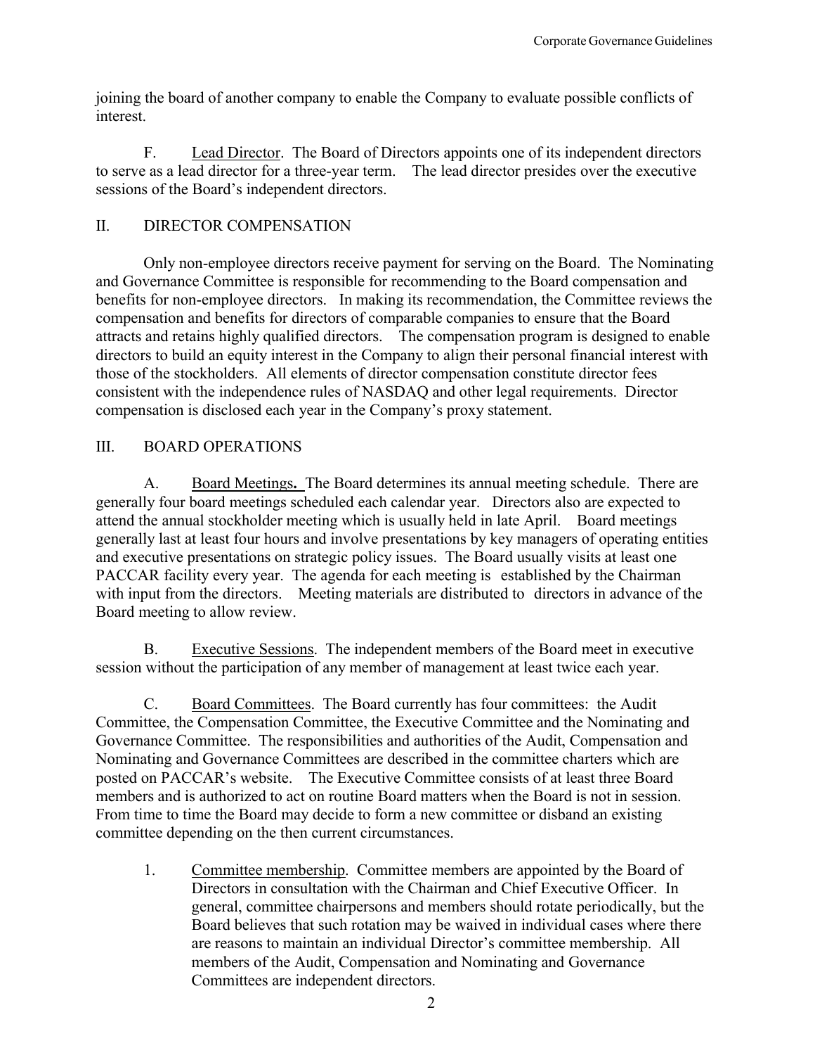joining the board of another company to enable the Company to evaluate possible conflicts of interest.

F. Lead Director. The Board of Directors appoints one of its independent directors to serve as a lead director for a three-year term. The lead director presides over the executive sessions of the Board's independent directors.

## II. DIRECTOR COMPENSATION

Only non-employee directors receive payment for serving on the Board. The Nominating and Governance Committee is responsible for recommending to the Board compensation and benefits for non-employee directors. In making its recommendation, the Committee reviews the compensation and benefits for directors of comparable companies to ensure that the Board attracts and retains highly qualified directors. The compensation program is designed to enable directors to build an equity interest in the Company to align their personal financial interest with those of the stockholders. All elements of director compensation constitute director fees consistent with the independence rules of NASDAQ and other legal requirements. Director compensation is disclosed each year in the Company's proxy statement.

## III. BOARD OPERATIONS

A. Board Meetings**.** The Board determines its annual meeting schedule. There are generally four board meetings scheduled each calendar year. Directors also are expected to attend the annual stockholder meeting which is usually held in late April. Board meetings generally last at least four hours and involve presentations by key managers of operating entities and executive presentations on strategic policy issues. The Board usually visits at least one PACCAR facility every year. The agenda for each meeting is established by the Chairman with input from the directors. Meeting materials are distributed to directors in advance of the Board meeting to allow review.

B. Executive Sessions. The independent members of the Board meet in executive session without the participation of any member of management at least twice each year.

C. Board Committees. The Board currently has four committees: the Audit Committee, the Compensation Committee, the Executive Committee and the Nominating and Governance Committee. The responsibilities and authorities of the Audit, Compensation and Nominating and Governance Committees are described in the committee charters which are posted on PACCAR's website. The Executive Committee consists of at least three Board members and is authorized to act on routine Board matters when the Board is not in session. From time to time the Board may decide to form a new committee or disband an existing committee depending on the then current circumstances.

1. Committee membership. Committee members are appointed by the Board of Directors in consultation with the Chairman and Chief Executive Officer. In general, committee chairpersons and members should rotate periodically, but the Board believes that such rotation may be waived in individual cases where there are reasons to maintain an individual Director's committee membership. All members of the Audit, Compensation and Nominating and Governance Committees are independent directors.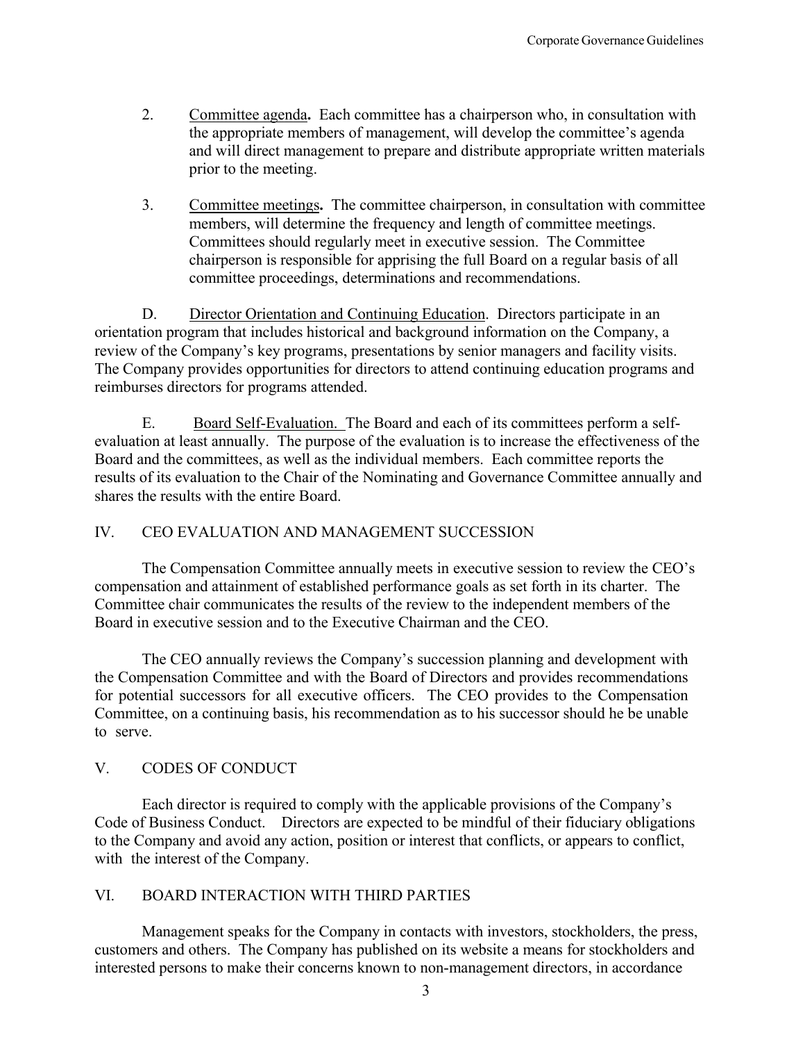2. Committee agenda**.** Each committee has a chairperson who, in consultation with the appropriate members of management, will develop the committee's agenda and will direct management to prepare and distribute appropriate written materials prior to the meeting.

3. Committee meetings**.** The committee chairperson, in consultation with committee members, will determine the frequency and length of committee meetings. Committees should regularly meet in executive session. The Committee chairperson is responsible for apprising the full Board on a regular basis of all committee proceedings, determinations and recommendations.

D. Director Orientation and Continuing Education. Directors participate in an orientation program that includes historical and background information on the Company, a review of the Company's key programs, presentations by senior managers and facility visits. The Company provides opportunities for directors to attend continuing education programs and reimburses directors for programs attended.

E. Board Self-Evaluation. The Board and each of its committees perform a self-evaluation at least annually. The purpose of the evaluation is to increase the effectiveness of the Board and the committees, as well as the individual members. Each committee reports the results of its evaluation to the Chair of the Nominating and Governance Committee annually and shares the results with the entire Board.

## IV. CEO EVALUATION AND MANAGEMENT SUCCESSION

The Compensation Committee annually meets in executive session to review the CEO's compensation and attainment of established performance goals as set forth in its charter. The Committee chair communicates the results of the review to the independent members of the Board in executive session and to the Executive Chairman and the CEO.

The CEO annually reviews the Company's succession planning and development with the Compensation Committee and with the Board of Directors and provides recommendations for potential successors for all executive officers. The CEO provides to the Compensation Committee, on a continuing basis, his recommendation as to his successor should he be unable to serve.

## V. CODES OF CONDUCT

Each director is required to comply with the applicable provisions of the Company's Code of Business Conduct. Directors are expected to be mindful of their fiduciary obligations to the Company and avoid any action, position or interest that conflicts, or appears to conflict, with the interest of the Company.

## VI. BOARD INTERACTION WITH THIRD PARTIES

Management speaks for the Company in contacts with investors, stockholders, the press, customers and others. The Company has published on its website a means for stockholders and interested persons to make their concerns known to non-management directors, in accordance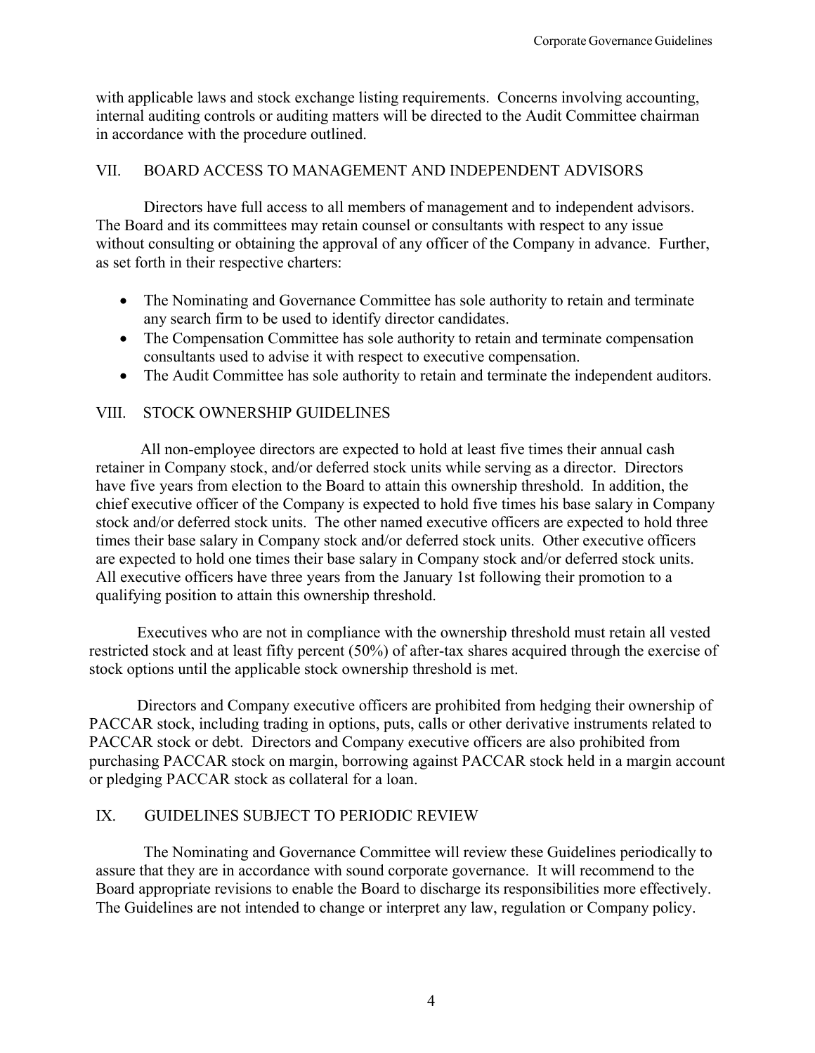with applicable laws and stock exchange listing requirements. Concerns involving accounting, internal auditing controls or auditing matters will be directed to the Audit Committee chairman in accordance with the procedure outlined.

## VII. BOARD ACCESS TO MANAGEMENT AND INDEPENDENT ADVISORS

Directors have full access to all members of management and to independent advisors. The Board and its committees may retain counsel or consultants with respect to any issue without consulting or obtaining the approval of any officer of the Company in advance. Further, as set forth in their respective charters:

- The Nominating and Governance Committee has sole authority to retain and terminate any search firm to be used to identify director candidates.
- The Compensation Committee has sole authority to retain and terminate compensation consultants used to advise it with respect to executive compensation.
- The Audit Committee has sole authority to retain and terminate the independent auditors.

## VIII. STOCK OWNERSHIP GUIDELINES

All non-employee directors are expected to hold at least five times their annual cash retainer in Company stock, and/or deferred stock units while serving as a director. Directors have five years from election to the Board to attain this ownership threshold. In addition, the chief executive officer of the Company is expected to hold five times his base salary in Company stock and/or deferred stock units. The other named executive officers are expected to hold three times their base salary in Company stock and/or deferred stock units. Other executive officers are expected to hold one times their base salary in Company stock and/or deferred stock units. All executive officers have three years from the January 1st following their promotion to a qualifying position to attain this ownership threshold.

Executives who are not in compliance with the ownership threshold must retain all vested restricted stock and at least fifty percent (50%) of after-tax shares acquired through the exercise of stock options until the applicable stock ownership threshold is met.

Directors and Company executive officers are prohibited from hedging their ownership of PACCAR stock, including trading in options, puts, calls or other derivative instruments related to PACCAR stock or debt. Directors and Company executive officers are also prohibited from purchasing PACCAR stock on margin, borrowing against PACCAR stock held in a margin account or pledging PACCAR stock as collateral for a loan.

## IX. GUIDELINES SUBJECT TO PERIODIC REVIEW

The Nominating and Governance Committee will review these Guidelines periodically to assure that they are in accordance with sound corporate governance. It will recommend to the Board appropriate revisions to enable the Board to discharge its responsibilities more effectively. The Guidelines are not intended to change or interpret any law, regulation or Company policy.